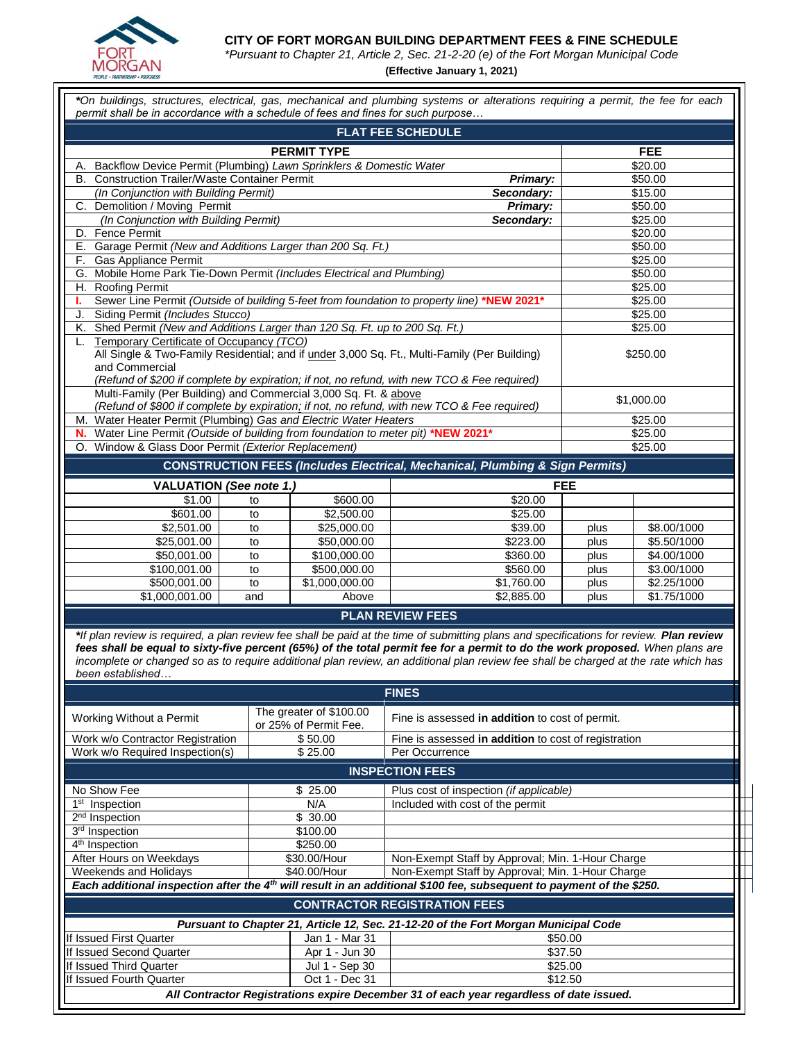# CITY OF FORT MORGAN BUILDING DEPARTMENT FEES & FINE SCHEDULE

*\*Pursuant to Chapter 21, Article 2, Sec. 21-2-20 (e) of the Fort Morgan Municipal Code*

**(Effective January 1, 2021)**

*\*On buildings, structures, electrical, gas, mechanical and plumbing systems or alterations requiring a permit, the fee for each permit shall be in accordance with a schedule of fees and fines for such purpose…*

## FLAT FEE SCHEDULE

| PERMIT TYPE | | FEE |
|---|---|---|
| A. Backflow Device Permit (Plumbing) *Lawn Sprinklers & Domestic Water* | | $20.00 |
| B. Construction Trailer/Waste Container Permit | ***Primary:*** | $50.00 |
| *(In Conjunction with Building Permit)* | ***Secondary:*** | $15.00 |
| C. Demolition / Moving Permit | ***Primary:*** | $50.00 |
| *(In Conjunction with Building Permit)* | ***Secondary:*** | $25.00 |
| D. Fence Permit | | $20.00 |
| E. Garage Permit *(New and Additions Larger than 200 Sq. Ft.)* | | $50.00 |
| F. Gas Appliance Permit | | $25.00 |
| G. Mobile Home Park Tie-Down Permit *(Includes Electrical and Plumbing)* | | $50.00 |
| H. Roofing Permit | | $25.00 |
| **I.** Sewer Line Permit *(Outside of building 5-feet from foundation to property line)* **\*NEW 2021\*** | | $25.00 |
| J. Siding Permit *(Includes Stucco)* | | $25.00 |
| K. Shed Permit *(New and Additions Larger than 120 Sq. Ft. up to 200 Sq. Ft.)* | | $25.00 |
| L. Temporary Certificate of Occupancy (TCO) All Single & Two-Family Residential; and if under 3,000 Sq. Ft., Multi-Family (Per Building) and Commercial *(Refund of $200 if complete by expiration; if not, no refund, with new TCO & Fee required)* | | $250.00 |
| Multi-Family (Per Building) and Commercial 3,000 Sq. Ft. & above *(Refund of $800 if complete by expiration; if not, no refund, with new TCO & Fee required)* | | $1,000.00 |
| M. Water Heater Permit (Plumbing) *Gas and Electric Water Heaters* | | $25.00 |
| **N.** Water Line Permit *(Outside of building from foundation to meter pit)* **\*NEW 2021\*** | | $25.00 |
| O. Window & Glass Door Permit *(Exterior Replacement)* | | $25.00 |

## CONSTRUCTION FEES *(Includes Electrical, Mechanical, Plumbing & Sign Permits)*

| VALUATION *(See note 1.)* | | | FEE | | |
|---|---|---|---|---|---|
| $1.00 | to | $600.00 | $20.00 | | |
| $601.00 | to | $2,500.00 | $25.00 | | |
| $2,501.00 | to | $25,000.00 | $39.00 | plus | $8.00/1000 |
| $25,001.00 | to | $50,000.00 | $223.00 | plus | $5.50/1000 |
| $50,001.00 | to | $100,000.00 | $360.00 | plus | $4.00/1000 |
| $100,001.00 | to | $500,000.00 | $560.00 | plus | $3.00/1000 |
| $500,001.00 | to | $1,000,000.00 | $1,760.00 | plus | $2.25/1000 |
| $1,000,001.00 | and | Above | $2,885.00 | plus | $1.75/1000 |

## PLAN REVIEW FEES

*\*If plan review is required, a plan review fee shall be paid at the time of submitting plans and specifications for review. **Plan review fees shall be equal to sixty-five percent (65%) of the total permit fee for a permit to do the work proposed.** When plans are incomplete or changed so as to require additional plan review, an additional plan review fee shall be charged at the rate which has been established…*

## FINES

| | | |
|---|---|---|
| Working Without a Permit | The greater of $100.00 or 25% of Permit Fee. | Fine is assessed **in addition** to cost of permit. |
| Work w/o Contractor Registration | $ 50.00 | Fine is assessed **in addition** to cost of registration |
| Work w/o Required Inspection(s) | $ 25.00 | Per Occurrence |

## INSPECTION FEES

| | | |
|---|---|---|
| No Show Fee | $ 25.00 | Plus cost of inspection *(if applicable)* |
| 1st Inspection | N/A | Included with cost of the permit |
| 2nd Inspection | $ 30.00 | |
| 3rd Inspection | $100.00 | |
| 4th Inspection | $250.00 | |
| After Hours on Weekdays | $30.00/Hour | Non-Exempt Staff by Approval; Min. 1-Hour Charge |
| Weekends and Holidays | $40.00/Hour | Non-Exempt Staff by Approval; Min. 1-Hour Charge |

***Each additional inspection after the 4th will result in an additional $100 fee, subsequent to payment of the $250.***

## CONTRACTOR REGISTRATION FEES

***Pursuant to Chapter 21, Article 12, Sec. 21-12-20 of the Fort Morgan Municipal Code***

| | | |
|---|---|---|
| If Issued First Quarter | Jan 1 - Mar 31 | $50.00 |
| If Issued Second Quarter | Apr 1 - Jun 30 | $37.50 |
| If Issued Third Quarter | Jul 1 - Sep 30 | $25.00 |
| If Issued Fourth Quarter | Oct 1 - Dec 31 | $12.50 |

***All Contractor Registrations expire December 31 of each year regardless of date issued.***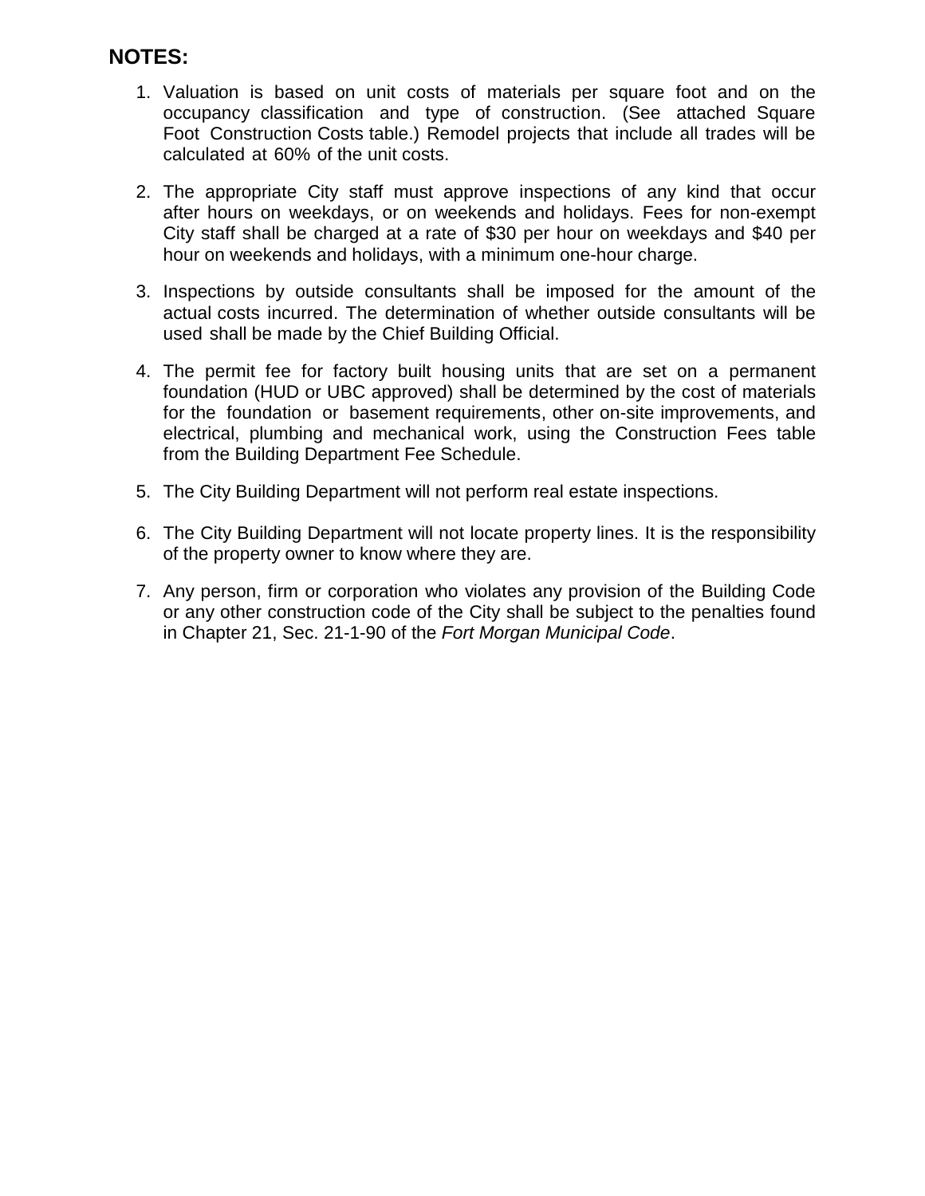**NOTES:**

1. Valuation is based on unit costs of materials per square foot and on the occupancy classification and type of construction. (See attached Square Foot Construction Costs table.) Remodel projects that include all trades will be calculated at 60% of the unit costs.

2. The appropriate City staff must approve inspections of any kind that occur after hours on weekdays, or on weekends and holidays. Fees for non-exempt City staff shall be charged at a rate of $30 per hour on weekdays and $40 per hour on weekends and holidays, with a minimum one-hour charge.

3. Inspections by outside consultants shall be imposed for the amount of the actual costs incurred. The determination of whether outside consultants will be used shall be made by the Chief Building Official.

4. The permit fee for factory built housing units that are set on a permanent foundation (HUD or UBC approved) shall be determined by the cost of materials for the foundation or basement requirements, other on-site improvements, and electrical, plumbing and mechanical work, using the Construction Fees table from the Building Department Fee Schedule.

5. The City Building Department will not perform real estate inspections.

6. The City Building Department will not locate property lines. It is the responsibility of the property owner to know where they are.

7. Any person, firm or corporation who violates any provision of the Building Code or any other construction code of the City shall be subject to the penalties found in Chapter 21, Sec. 21-1-90 of the *Fort Morgan Municipal Code*.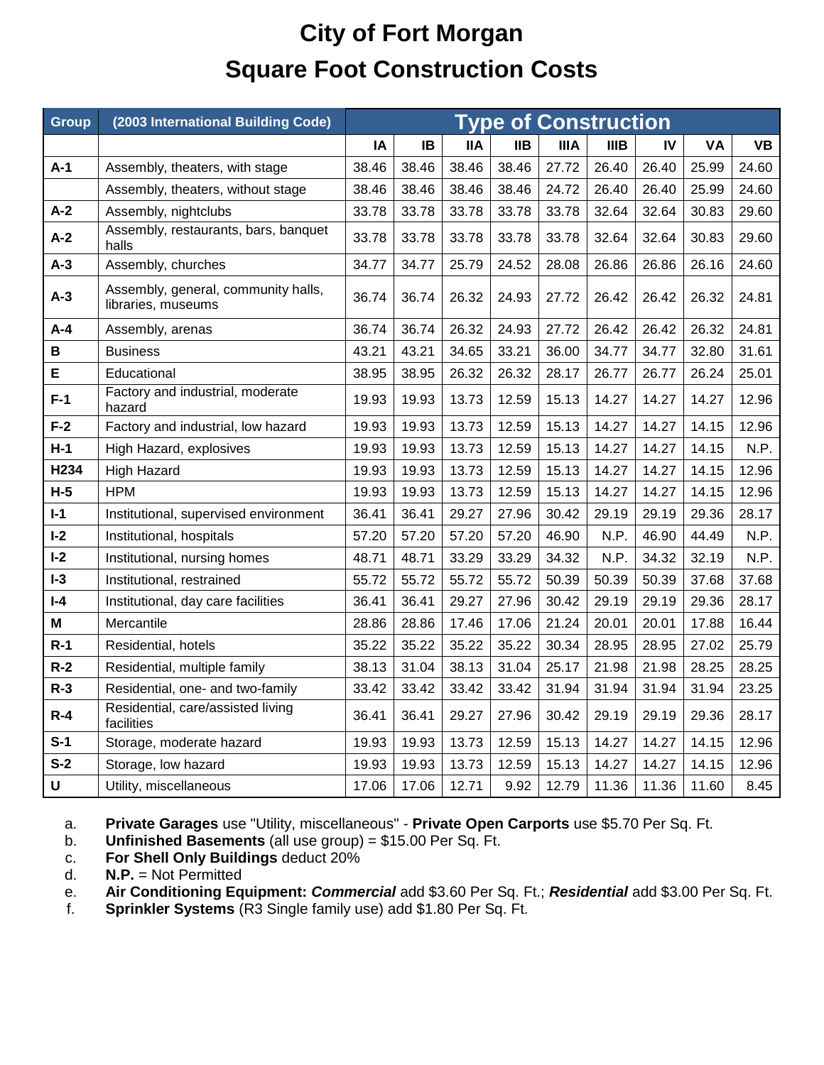# City of Fort Morgan

## Square Foot Construction Costs

| Group | (2003 International Building Code) | Type of Construction | | | | | | | | |
|---|---|---|---|---|---|---|---|---|---|---|
| | | IA | IB | IIA | IIB | IIIA | IIIB | IV | VA | VB |
| A-1 | Assembly, theaters, with stage | 38.46 | 38.46 | 38.46 | 38.46 | 27.72 | 26.40 | 26.40 | 25.99 | 24.60 |
| | Assembly, theaters, without stage | 38.46 | 38.46 | 38.46 | 38.46 | 24.72 | 26.40 | 26.40 | 25.99 | 24.60 |
| A-2 | Assembly, nightclubs | 33.78 | 33.78 | 33.78 | 33.78 | 33.78 | 32.64 | 32.64 | 30.83 | 29.60 |
| A-2 | Assembly, restaurants, bars, banquet halls | 33.78 | 33.78 | 33.78 | 33.78 | 33.78 | 32.64 | 32.64 | 30.83 | 29.60 |
| A-3 | Assembly, churches | 34.77 | 34.77 | 25.79 | 24.52 | 28.08 | 26.86 | 26.86 | 26.16 | 24.60 |
| A-3 | Assembly, general, community halls, libraries, museums | 36.74 | 36.74 | 26.32 | 24.93 | 27.72 | 26.42 | 26.42 | 26.32 | 24.81 |
| A-4 | Assembly, arenas | 36.74 | 36.74 | 26.32 | 24.93 | 27.72 | 26.42 | 26.42 | 26.32 | 24.81 |
| B | Business | 43.21 | 43.21 | 34.65 | 33.21 | 36.00 | 34.77 | 34.77 | 32.80 | 31.61 |
| E | Educational | 38.95 | 38.95 | 26.32 | 26.32 | 28.17 | 26.77 | 26.77 | 26.24 | 25.01 |
| F-1 | Factory and industrial, moderate hazard | 19.93 | 19.93 | 13.73 | 12.59 | 15.13 | 14.27 | 14.27 | 14.27 | 12.96 |
| F-2 | Factory and industrial, low hazard | 19.93 | 19.93 | 13.73 | 12.59 | 15.13 | 14.27 | 14.27 | 14.15 | 12.96 |
| H-1 | High Hazard, explosives | 19.93 | 19.93 | 13.73 | 12.59 | 15.13 | 14.27 | 14.27 | 14.15 | N.P. |
| H234 | High Hazard | 19.93 | 19.93 | 13.73 | 12.59 | 15.13 | 14.27 | 14.27 | 14.15 | 12.96 |
| H-5 | HPM | 19.93 | 19.93 | 13.73 | 12.59 | 15.13 | 14.27 | 14.27 | 14.15 | 12.96 |
| I-1 | Institutional, supervised environment | 36.41 | 36.41 | 29.27 | 27.96 | 30.42 | 29.19 | 29.19 | 29.36 | 28.17 |
| I-2 | Institutional, hospitals | 57.20 | 57.20 | 57.20 | 57.20 | 46.90 | N.P. | 46.90 | 44.49 | N.P. |
| I-2 | Institutional, nursing homes | 48.71 | 48.71 | 33.29 | 33.29 | 34.32 | N.P. | 34.32 | 32.19 | N.P. |
| I-3 | Institutional, restrained | 55.72 | 55.72 | 55.72 | 55.72 | 50.39 | 50.39 | 50.39 | 37.68 | 37.68 |
| I-4 | Institutional, day care facilities | 36.41 | 36.41 | 29.27 | 27.96 | 30.42 | 29.19 | 29.19 | 29.36 | 28.17 |
| M | Mercantile | 28.86 | 28.86 | 17.46 | 17.06 | 21.24 | 20.01 | 20.01 | 17.88 | 16.44 |
| R-1 | Residential, hotels | 35.22 | 35.22 | 35.22 | 35.22 | 30.34 | 28.95 | 28.95 | 27.02 | 25.79 |
| R-2 | Residential, multiple family | 38.13 | 31.04 | 38.13 | 31.04 | 25.17 | 21.98 | 21.98 | 28.25 | 28.25 |
| R-3 | Residential, one- and two-family | 33.42 | 33.42 | 33.42 | 33.42 | 31.94 | 31.94 | 31.94 | 31.94 | 23.25 |
| R-4 | Residential, care/assisted living facilities | 36.41 | 36.41 | 29.27 | 27.96 | 30.42 | 29.19 | 29.19 | 29.36 | 28.17 |
| S-1 | Storage, moderate hazard | 19.93 | 19.93 | 13.73 | 12.59 | 15.13 | 14.27 | 14.27 | 14.15 | 12.96 |
| S-2 | Storage, low hazard | 19.93 | 19.93 | 13.73 | 12.59 | 15.13 | 14.27 | 14.27 | 14.15 | 12.96 |
| U | Utility, miscellaneous | 17.06 | 17.06 | 12.71 | 9.92 | 12.79 | 11.36 | 11.36 | 11.60 | 8.45 |

a. **Private Garages** use "Utility, miscellaneous" - **Private Open Carports** use $5.70 Per Sq. Ft.
b. **Unfinished Basements** (all use group) = $15.00 Per Sq. Ft.
c. **For Shell Only Buildings** deduct 20%
d. **N.P.** = Not Permitted
e. **Air Conditioning Equipment:** ***Commercial*** add $3.60 Per Sq. Ft.; ***Residential*** add $3.00 Per Sq. Ft.
f. **Sprinkler Systems** (R3 Single family use) add $1.80 Per Sq. Ft.